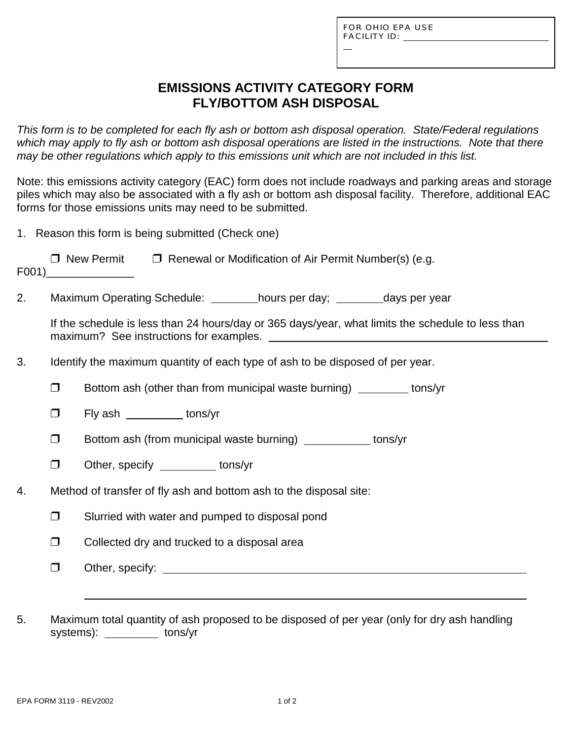FOR OHIO EPA USE
FACILITY ID: ______________

# EMISSIONS ACTIVITY CATEGORY FORM
# FLY/BOTTOM ASH DISPOSAL

*This form is to be completed for each fly ash or bottom ash disposal operation. State/Federal regulations which may apply to fly ash or bottom ash disposal operations are listed in the instructions. Note that there may be other regulations which apply to this emissions unit which are not included in this list.*

Note: this emissions activity category (EAC) form does not include roadways and parking areas and storage piles which may also be associated with a fly ash or bottom ash disposal facility. Therefore, additional EAC forms for those emissions units may need to be submitted.

1. Reason this form is being submitted (Check one)

   ❒ New Permit ❒ Renewal or Modification of Air Permit Number(s) (e.g. F001)______________

2. Maximum Operating Schedule: ________hours per day; ________days per year

   If the schedule is less than 24 hours/day or 365 days/year, what limits the schedule to less than maximum? See instructions for examples. ________________________________

3. Identify the maximum quantity of each type of ash to be disposed of per year.

   ❒ Bottom ash (other than from municipal waste burning) ________ tons/yr

   ❒ Fly ash _________ tons/yr

   ❒ Bottom ash (from municipal waste burning) __________ tons/yr

   ❒ Other, specify _________ tons/yr

4. Method of transfer of fly ash and bottom ash to the disposal site:

   ❒ Slurried with water and pumped to disposal pond

   ❒ Collected dry and trucked to a disposal area

   ❒ Other, specify: ________________________________

   ________________________________

5. Maximum total quantity of ash proposed to be disposed of per year (only for dry ash handling systems): _________ tons/yr

EPA FORM 3119 - REV2002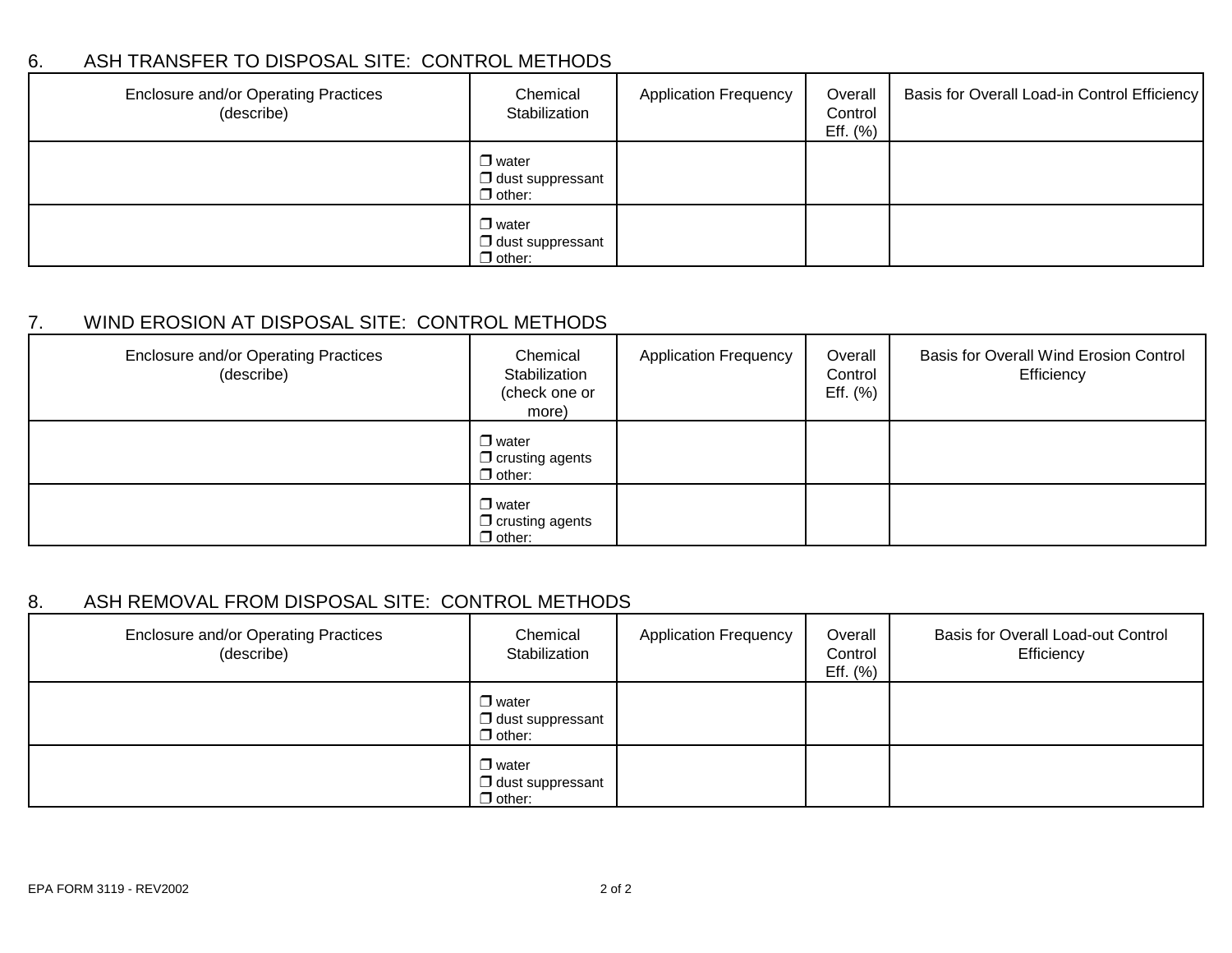## 6. ASH TRANSFER TO DISPOSAL SITE: CONTROL METHODS

| Enclosure and/or Operating Practices (describe) | Chemical Stabilization | Application Frequency | Overall Control Eff. (%) | Basis for Overall Load-in Control Efficiency |
|---|---|---|---|---|
| | ❒ water<br>❒ dust suppressant<br>❒ other: | | | |
| | ❒ water<br>❒ dust suppressant<br>❒ other: | | | |

## 7. WIND EROSION AT DISPOSAL SITE: CONTROL METHODS

| Enclosure and/or Operating Practices (describe) | Chemical Stabilization (check one or more) | Application Frequency | Overall Control Eff. (%) | Basis for Overall Wind Erosion Control Efficiency |
|---|---|---|---|---|
| | ❒ water<br>❒ crusting agents<br>❒ other: | | | |
| | ❒ water<br>❒ crusting agents<br>❒ other: | | | |

## 8. ASH REMOVAL FROM DISPOSAL SITE: CONTROL METHODS

| Enclosure and/or Operating Practices (describe) | Chemical Stabilization | Application Frequency | Overall Control Eff. (%) | Basis for Overall Load-out Control Efficiency |
|---|---|---|---|---|
| | ❒ water<br>❒ dust suppressant<br>❒ other: | | | |
| | ❒ water<br>❒ dust suppressant<br>❒ other: | | | |

EPA FORM 3119 - REV2002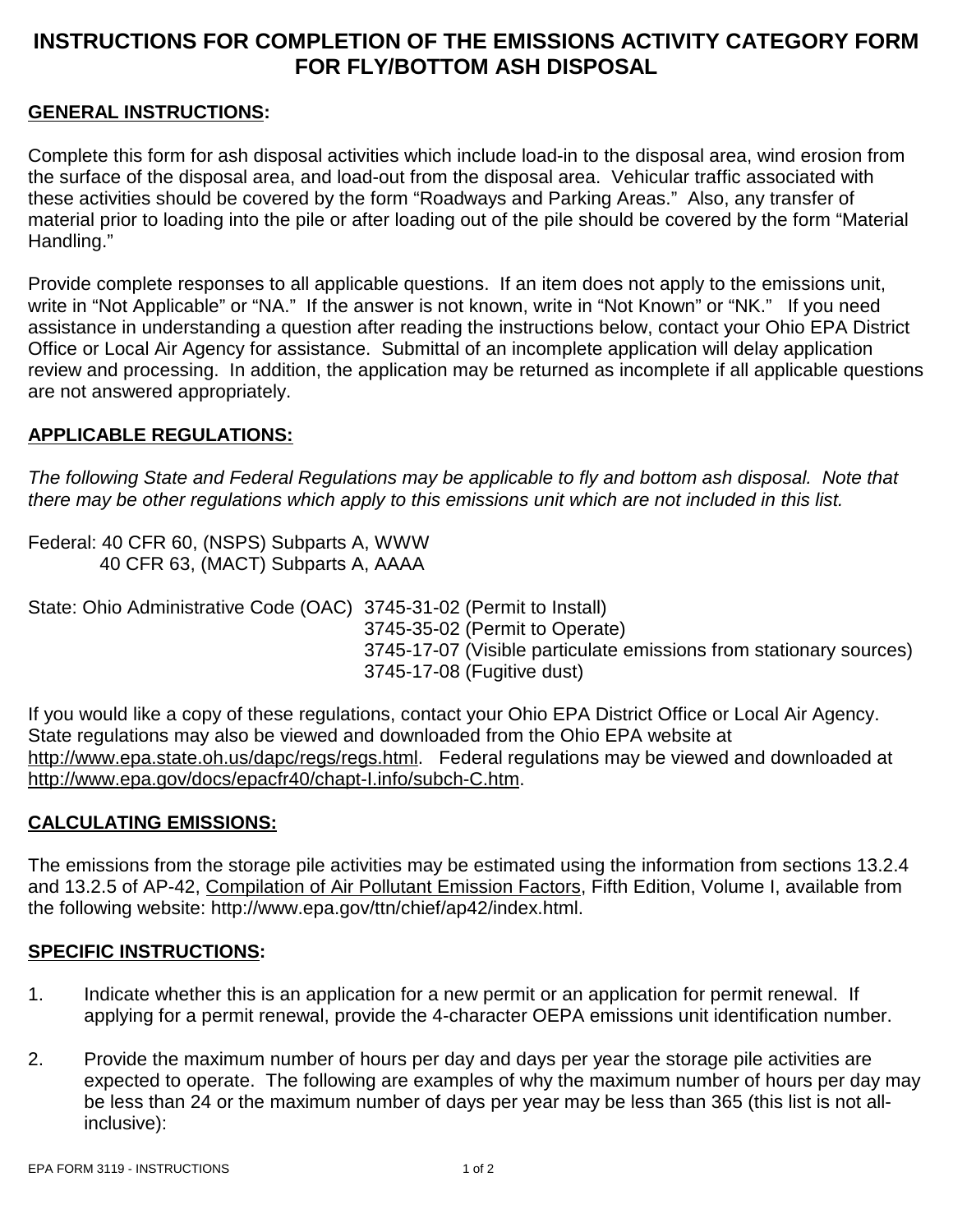# INSTRUCTIONS FOR COMPLETION OF THE EMISSIONS ACTIVITY CATEGORY FORM FOR FLY/BOTTOM ASH DISPOSAL

**GENERAL INSTRUCTIONS:**

Complete this form for ash disposal activities which include load-in to the disposal area, wind erosion from the surface of the disposal area, and load-out from the disposal area. Vehicular traffic associated with these activities should be covered by the form "Roadways and Parking Areas." Also, any transfer of material prior to loading into the pile or after loading out of the pile should be covered by the form "Material Handling."

Provide complete responses to all applicable questions. If an item does not apply to the emissions unit, write in "Not Applicable" or "NA." If the answer is not known, write in "Not Known" or "NK." If you need assistance in understanding a question after reading the instructions below, contact your Ohio EPA District Office or Local Air Agency for assistance. Submittal of an incomplete application will delay application review and processing. In addition, the application may be returned as incomplete if all applicable questions are not answered appropriately.

**APPLICABLE REGULATIONS:**

*The following State and Federal Regulations may be applicable to fly and bottom ash disposal. Note that there may be other regulations which apply to this emissions unit which are not included in this list.*

Federal: 40 CFR 60, (NSPS) Subparts A, WWW
40 CFR 63, (MACT) Subparts A, AAAA

State: Ohio Administrative Code (OAC) 3745-31-02 (Permit to Install)
3745-35-02 (Permit to Operate)
3745-17-07 (Visible particulate emissions from stationary sources)
3745-17-08 (Fugitive dust)

If you would like a copy of these regulations, contact your Ohio EPA District Office or Local Air Agency. State regulations may also be viewed and downloaded from the Ohio EPA website at http://www.epa.state.oh.us/dapc/regs/regs.html. Federal regulations may be viewed and downloaded at http://www.epa.gov/docs/epacfr40/chapt-I.info/subch-C.htm.

**CALCULATING EMISSIONS:**

The emissions from the storage pile activities may be estimated using the information from sections 13.2.4 and 13.2.5 of AP-42, Compilation of Air Pollutant Emission Factors, Fifth Edition, Volume I, available from the following website: http://www.epa.gov/ttn/chief/ap42/index.html.

**SPECIFIC INSTRUCTIONS:**

1. Indicate whether this is an application for a new permit or an application for permit renewal. If applying for a permit renewal, provide the 4-character OEPA emissions unit identification number.

2. Provide the maximum number of hours per day and days per year the storage pile activities are expected to operate. The following are examples of why the maximum number of hours per day may be less than 24 or the maximum number of days per year may be less than 365 (this list is not all-inclusive):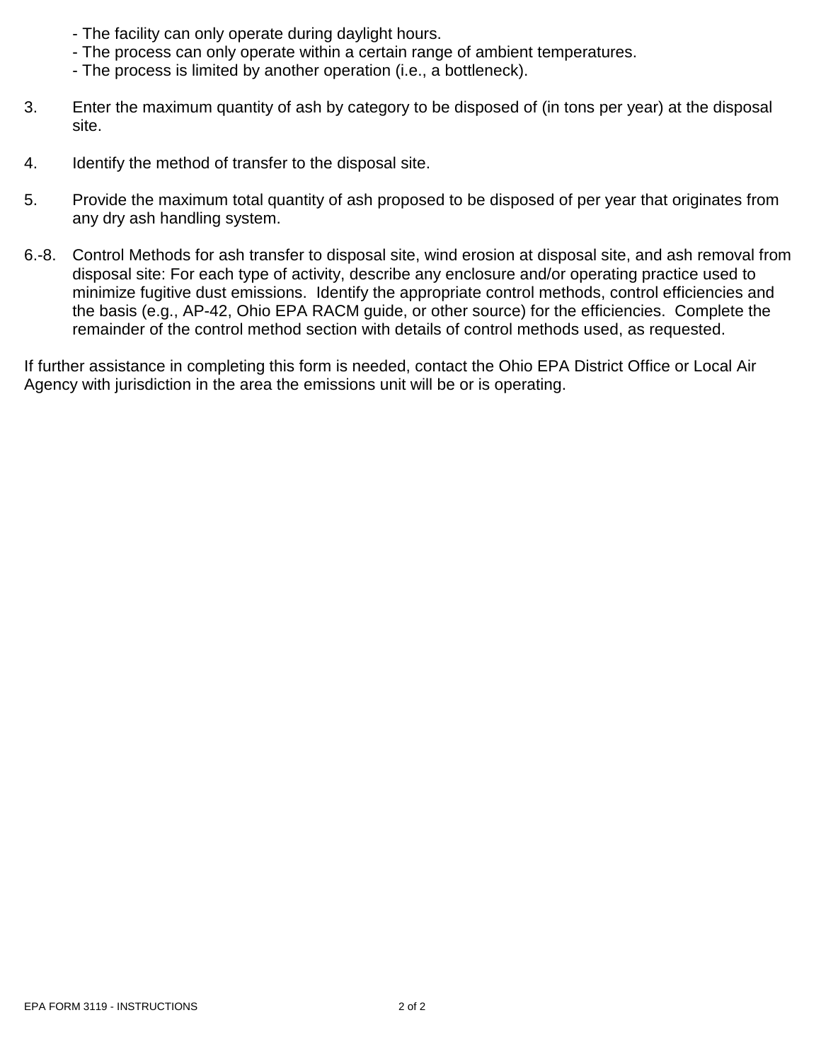- The facility can only operate during daylight hours.
- The process can only operate within a certain range of ambient temperatures.
- The process is limited by another operation (i.e., a bottleneck).

3. Enter the maximum quantity of ash by category to be disposed of (in tons per year) at the disposal site.

4. Identify the method of transfer to the disposal site.

5. Provide the maximum total quantity of ash proposed to be disposed of per year that originates from any dry ash handling system.

6.-8. Control Methods for ash transfer to disposal site, wind erosion at disposal site, and ash removal from disposal site: For each type of activity, describe any enclosure and/or operating practice used to minimize fugitive dust emissions. Identify the appropriate control methods, control efficiencies and the basis (e.g., AP-42, Ohio EPA RACM guide, or other source) for the efficiencies. Complete the remainder of the control method section with details of control methods used, as requested.

If further assistance in completing this form is needed, contact the Ohio EPA District Office or Local Air Agency with jurisdiction in the area the emissions unit will be or is operating.